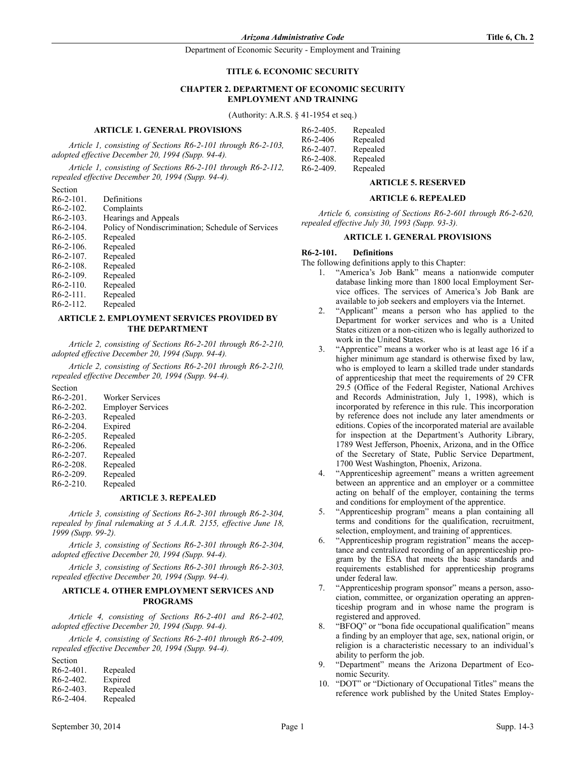# TITLE 6. ECONOMIC SECURITY

## CHAPTER 2. DEPARTMENT OF ECONOMIC SECURITY EMPLOYMENT AND TRAINING

(Authority: A.R.S. § 41-1954 et seq.)

### ARTICLE 1. GENERAL PROVISIONS

*Article 1, consisting of Sections R6-2-101 through R6-2-103, adopted effective December 20, 1994 (Supp. 94-4).*

*Article 1, consisting of Sections R6-2-101 through R6-2-112, repealed effective December 20, 1994 (Supp. 94-4).*

Section

R6-2-101. Definitions
R6-2-102. Complaints
R6-2-103. Hearings and Appeals
R6-2-104. Policy of Nondiscrimination; Schedule of Services
R6-2-105. Repealed
R6-2-106. Repealed
R6-2-107. Repealed
R6-2-108. Repealed
R6-2-109. Repealed
R6-2-110. Repealed
R6-2-111. Repealed
R6-2-112. Repealed

### ARTICLE 2. EMPLOYMENT SERVICES PROVIDED BY THE DEPARTMENT

*Article 2, consisting of Sections R6-2-201 through R6-2-210, adopted effective December 20, 1994 (Supp. 94-4).*

*Article 2, consisting of Sections R6-2-201 through R6-2-210, repealed effective December 20, 1994 (Supp. 94-4).*

Section

R6-2-201. Worker Services
R6-2-202. Employer Services
R6-2-203. Repealed
R6-2-204. Expired
R6-2-205. Repealed
R6-2-206. Repealed
R6-2-207. Repealed
R6-2-208. Repealed
R6-2-209. Repealed
R6-2-210. Repealed

### ARTICLE 3. REPEALED

*Article 3, consisting of Sections R6-2-301 through R6-2-304, repealed by final rulemaking at 5 A.A.R. 2155, effective June 18, 1999 (Supp. 99-2).*

*Article 3, consisting of Sections R6-2-301 through R6-2-304, adopted effective December 20, 1994 (Supp. 94-4).*

*Article 3, consisting of Sections R6-2-301 through R6-2-303, repealed effective December 20, 1994 (Supp. 94-4).*

### ARTICLE 4. OTHER EMPLOYMENT SERVICES AND PROGRAMS

*Article 4, consisting of Sections R6-2-401 and R6-2-402, adopted effective December 20, 1994 (Supp. 94-4).*

*Article 4, consisting of Sections R6-2-401 through R6-2-409, repealed effective December 20, 1994 (Supp. 94-4).*

Section

R6-2-401. Repealed
R6-2-402. Expired
R6-2-403. Repealed
R6-2-404. Repealed
R6-2-405. Repealed
R6-2-406 Repealed
R6-2-407. Repealed
R6-2-408. Repealed
R6-2-409. Repealed

### ARTICLE 5. RESERVED

### ARTICLE 6. REPEALED

*Article 6, consisting of Sections R6-2-601 through R6-2-620, repealed effective July 30, 1993 (Supp. 93-3).*

### ARTICLE 1. GENERAL PROVISIONS

**R6-2-101. Definitions**

The following definitions apply to this Chapter:

1. "America's Job Bank" means a nationwide computer database linking more than 1800 local Employment Service offices. The services of America's Job Bank are available to job seekers and employers via the Internet.
2. "Applicant" means a person who has applied to the Department for worker services and who is a United States citizen or a non-citizen who is legally authorized to work in the United States.
3. "Apprentice" means a worker who is at least age 16 if a higher minimum age standard is otherwise fixed by law, who is employed to learn a skilled trade under standards of apprenticeship that meet the requirements of 29 CFR 29.5 (Office of the Federal Register, National Archives and Records Administration, July 1, 1998), which is incorporated by reference in this rule. This incorporation by reference does not include any later amendments or editions. Copies of the incorporated material are available for inspection at the Department's Authority Library, 1789 West Jefferson, Phoenix, Arizona, and in the Office of the Secretary of State, Public Service Department, 1700 West Washington, Phoenix, Arizona.
4. "Apprenticeship agreement" means a written agreement between an apprentice and an employer or a committee acting on behalf of the employer, containing the terms and conditions for employment of the apprentice.
5. "Apprenticeship program" means a plan containing all terms and conditions for the qualification, recruitment, selection, employment, and training of apprentices.
6. "Apprenticeship program registration" means the acceptance and centralized recording of an apprenticeship program by the ESA that meets the basic standards and requirements established for apprenticeship programs under federal law.
7. "Apprenticeship program sponsor" means a person, association, committee, or organization operating an apprenticeship program and in whose name the program is registered and approved.
8. "BFOQ" or "bona fide occupational qualification" means a finding by an employer that age, sex, national origin, or religion is a characteristic necessary to an individual's ability to perform the job.
9. "Department" means the Arizona Department of Economic Security.
10. "DOT" or "Dictionary of Occupational Titles" means the reference work published by the United States Employ-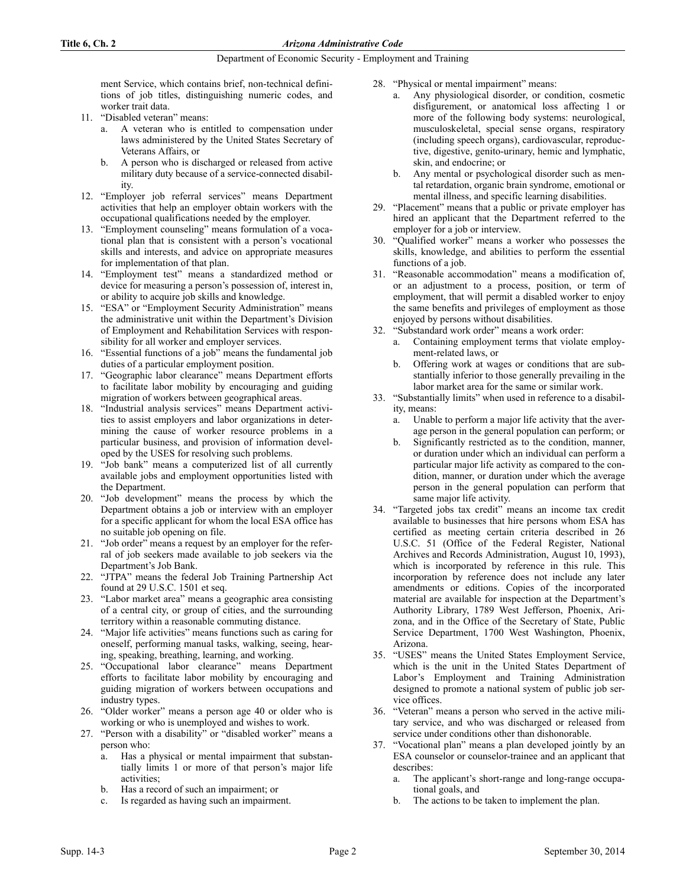ment Service, which contains brief, non-technical definitions of job titles, distinguishing numeric codes, and worker trait data.

11. "Disabled veteran" means:
    a. A veteran who is entitled to compensation under laws administered by the United States Secretary of Veterans Affairs, or
    b. A person who is discharged or released from active military duty because of a service-connected disability.
12. "Employer job referral services" means Department activities that help an employer obtain workers with the occupational qualifications needed by the employer.
13. "Employment counseling" means formulation of a vocational plan that is consistent with a person's vocational skills and interests, and advice on appropriate measures for implementation of that plan.
14. "Employment test" means a standardized method or device for measuring a person's possession of, interest in, or ability to acquire job skills and knowledge.
15. "ESA" or "Employment Security Administration" means the administrative unit within the Department's Division of Employment and Rehabilitation Services with responsibility for all worker and employer services.
16. "Essential functions of a job" means the fundamental job duties of a particular employment position.
17. "Geographic labor clearance" means Department efforts to facilitate labor mobility by encouraging and guiding migration of workers between geographical areas.
18. "Industrial analysis services" means Department activities to assist employers and labor organizations in determining the cause of worker resource problems in a particular business, and provision of information developed by the USES for resolving such problems.
19. "Job bank" means a computerized list of all currently available jobs and employment opportunities listed with the Department.
20. "Job development" means the process by which the Department obtains a job or interview with an employer for a specific applicant for whom the local ESA office has no suitable job opening on file.
21. "Job order" means a request by an employer for the referral of job seekers made available to job seekers via the Department's Job Bank.
22. "JTPA" means the federal Job Training Partnership Act found at 29 U.S.C. 1501 et seq.
23. "Labor market area" means a geographic area consisting of a central city, or group of cities, and the surrounding territory within a reasonable commuting distance.
24. "Major life activities" means functions such as caring for oneself, performing manual tasks, walking, seeing, hearing, speaking, breathing, learning, and working.
25. "Occupational labor clearance" means Department efforts to facilitate labor mobility by encouraging and guiding migration of workers between occupations and industry types.
26. "Older worker" means a person age 40 or older who is working or who is unemployed and wishes to work.
27. "Person with a disability" or "disabled worker" means a person who:
    a. Has a physical or mental impairment that substantially limits 1 or more of that person's major life activities;
    b. Has a record of such an impairment; or
    c. Is regarded as having such an impairment.
28. "Physical or mental impairment" means:
    a. Any physiological disorder, or condition, cosmetic disfigurement, or anatomical loss affecting 1 or more of the following body systems: neurological, musculoskeletal, special sense organs, respiratory (including speech organs), cardiovascular, reproductive, digestive, genito-urinary, hemic and lymphatic, skin, and endocrine; or
    b. Any mental or psychological disorder such as mental retardation, organic brain syndrome, emotional or mental illness, and specific learning disabilities.
29. "Placement" means that a public or private employer has hired an applicant that the Department referred to the employer for a job or interview.
30. "Qualified worker" means a worker who possesses the skills, knowledge, and abilities to perform the essential functions of a job.
31. "Reasonable accommodation" means a modification of, or an adjustment to a process, position, or term of employment, that will permit a disabled worker to enjoy the same benefits and privileges of employment as those enjoyed by persons without disabilities.
32. "Substandard work order" means a work order:
    a. Containing employment terms that violate employment-related laws, or
    b. Offering work at wages or conditions that are substantially inferior to those generally prevailing in the labor market area for the same or similar work.
33. "Substantially limits" when used in reference to a disability, means:
    a. Unable to perform a major life activity that the average person in the general population can perform; or
    b. Significantly restricted as to the condition, manner, or duration under which an individual can perform a particular major life activity as compared to the condition, manner, or duration under which the average person in the general population can perform that same major life activity.
34. "Targeted jobs tax credit" means an income tax credit available to businesses that hire persons whom ESA has certified as meeting certain criteria described in 26 U.S.C. 51 (Office of the Federal Register, National Archives and Records Administration, August 10, 1993), which is incorporated by reference in this rule. This incorporation by reference does not include any later amendments or editions. Copies of the incorporated material are available for inspection at the Department's Authority Library, 1789 West Jefferson, Phoenix, Arizona, and in the Office of the Secretary of State, Public Service Department, 1700 West Washington, Phoenix, Arizona.
35. "USES" means the United States Employment Service, which is the unit in the United States Department of Labor's Employment and Training Administration designed to promote a national system of public job service offices.
36. "Veteran" means a person who served in the active military service, and who was discharged or released from service under conditions other than dishonorable.
37. "Vocational plan" means a plan developed jointly by an ESA counselor or counselor-trainee and an applicant that describes:
    a. The applicant's short-range and long-range occupational goals, and
    b. The actions to be taken to implement the plan.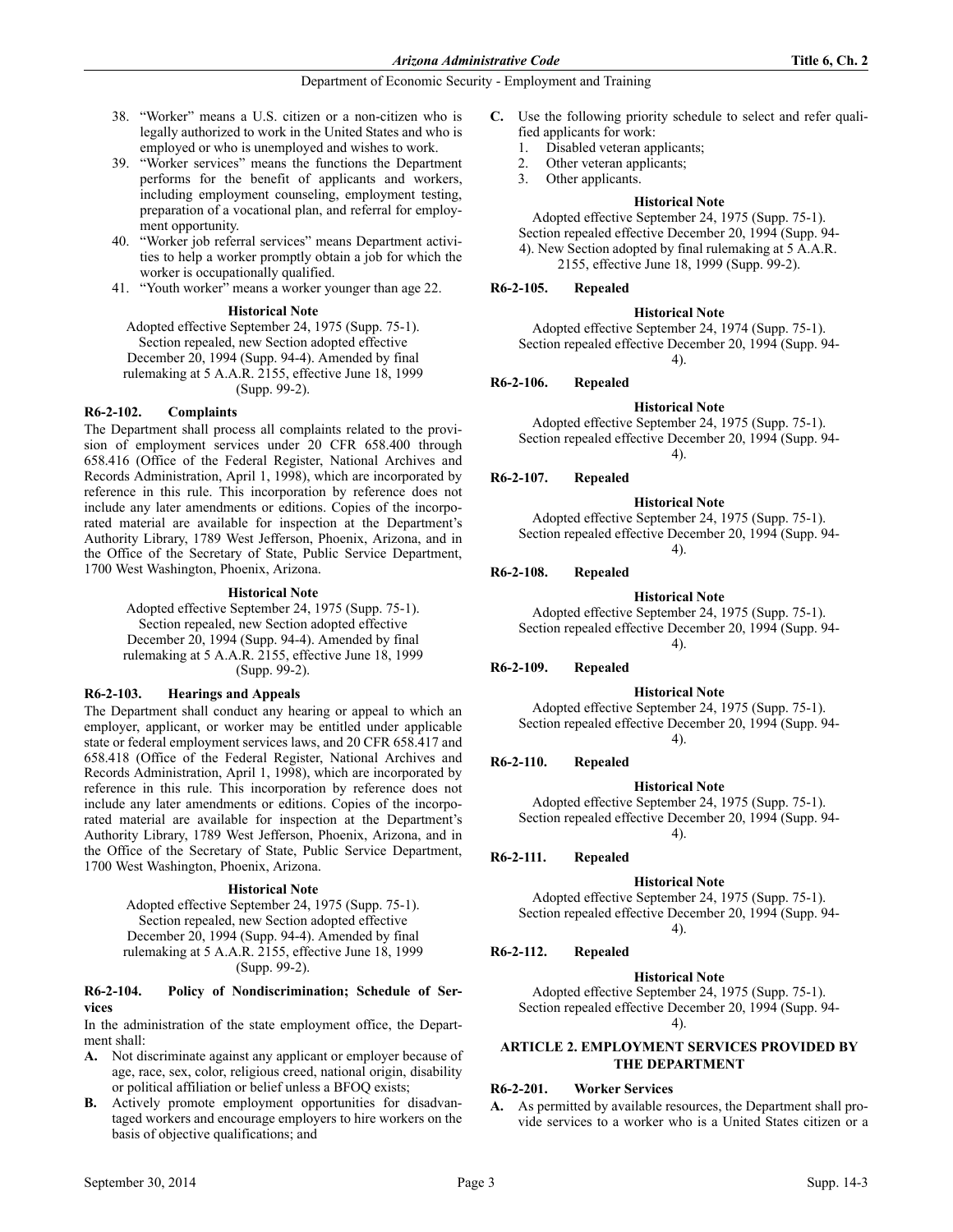38. "Worker" means a U.S. citizen or a non-citizen who is legally authorized to work in the United States and who is employed or who is unemployed and wishes to work.
39. "Worker services" means the functions the Department performs for the benefit of applicants and workers, including employment counseling, employment testing, preparation of a vocational plan, and referral for employment opportunity.
40. "Worker job referral services" means Department activities to help a worker promptly obtain a job for which the worker is occupationally qualified.
41. "Youth worker" means a worker younger than age 22.

**Historical Note**

Adopted effective September 24, 1975 (Supp. 75-1). Section repealed, new Section adopted effective December 20, 1994 (Supp. 94-4). Amended by final rulemaking at 5 A.A.R. 2155, effective June 18, 1999 (Supp. 99-2).

### R6-2-102. Complaints

The Department shall process all complaints related to the provision of employment services under 20 CFR 658.400 through 658.416 (Office of the Federal Register, National Archives and Records Administration, April 1, 1998), which are incorporated by reference in this rule. This incorporation by reference does not include any later amendments or editions. Copies of the incorporated material are available for inspection at the Department's Authority Library, 1789 West Jefferson, Phoenix, Arizona, and in the Office of the Secretary of State, Public Service Department, 1700 West Washington, Phoenix, Arizona.

**Historical Note**

Adopted effective September 24, 1975 (Supp. 75-1). Section repealed, new Section adopted effective December 20, 1994 (Supp. 94-4). Amended by final rulemaking at 5 A.A.R. 2155, effective June 18, 1999 (Supp. 99-2).

### R6-2-103. Hearings and Appeals

The Department shall conduct any hearing or appeal to which an employer, applicant, or worker may be entitled under applicable state or federal employment services laws, and 20 CFR 658.417 and 658.418 (Office of the Federal Register, National Archives and Records Administration, April 1, 1998), which are incorporated by reference in this rule. This incorporation by reference does not include any later amendments or editions. Copies of the incorporated material are available for inspection at the Department's Authority Library, 1789 West Jefferson, Phoenix, Arizona, and in the Office of the Secretary of State, Public Service Department, 1700 West Washington, Phoenix, Arizona.

**Historical Note**

Adopted effective September 24, 1975 (Supp. 75-1). Section repealed, new Section adopted effective December 20, 1994 (Supp. 94-4). Amended by final rulemaking at 5 A.A.R. 2155, effective June 18, 1999 (Supp. 99-2).

### R6-2-104. Policy of Nondiscrimination; Schedule of Services

In the administration of the state employment office, the Department shall:

**A.** Not discriminate against any applicant or employer because of age, race, sex, color, religious creed, national origin, disability or political affiliation or belief unless a BFOQ exists;

**B.** Actively promote employment opportunities for disadvantaged workers and encourage employers to hire workers on the basis of objective qualifications; and

**C.** Use the following priority schedule to select and refer qualified applicants for work:
1. Disabled veteran applicants;
2. Other veteran applicants;
3. Other applicants.

**Historical Note**

Adopted effective September 24, 1975 (Supp. 75-1). Section repealed effective December 20, 1994 (Supp. 94-4). New Section adopted by final rulemaking at 5 A.A.R. 2155, effective June 18, 1999 (Supp. 99-2).

### R6-2-105. Repealed

**Historical Note**

Adopted effective September 24, 1974 (Supp. 75-1). Section repealed effective December 20, 1994 (Supp. 94-4).

### R6-2-106. Repealed

**Historical Note**

Adopted effective September 24, 1975 (Supp. 75-1). Section repealed effective December 20, 1994 (Supp. 94-4).

### R6-2-107. Repealed

**Historical Note**

Adopted effective September 24, 1975 (Supp. 75-1). Section repealed effective December 20, 1994 (Supp. 94-4).

### R6-2-108. Repealed

**Historical Note**

Adopted effective September 24, 1975 (Supp. 75-1). Section repealed effective December 20, 1994 (Supp. 94-4).

### R6-2-109. Repealed

**Historical Note**

Adopted effective September 24, 1975 (Supp. 75-1). Section repealed effective December 20, 1994 (Supp. 94-4).

### R6-2-110. Repealed

**Historical Note**

Adopted effective September 24, 1975 (Supp. 75-1). Section repealed effective December 20, 1994 (Supp. 94-4).

### R6-2-111. Repealed

**Historical Note**

Adopted effective September 24, 1975 (Supp. 75-1). Section repealed effective December 20, 1994 (Supp. 94-4).

### R6-2-112. Repealed

**Historical Note**

Adopted effective September 24, 1975 (Supp. 75-1). Section repealed effective December 20, 1994 (Supp. 94-4).

## ARTICLE 2. EMPLOYMENT SERVICES PROVIDED BY THE DEPARTMENT

### R6-2-201. Worker Services

**A.** As permitted by available resources, the Department shall provide services to a worker who is a United States citizen or a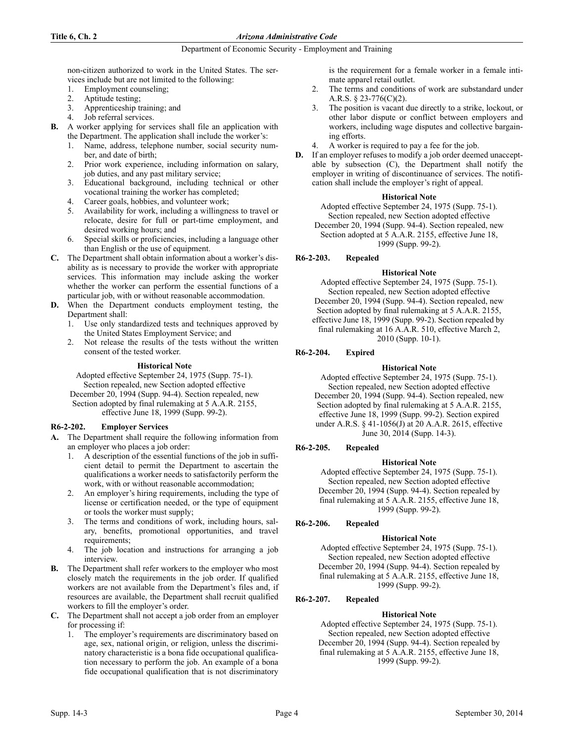non-citizen authorized to work in the United States. The services include but are not limited to the following:

1. Employment counseling;
2. Aptitude testing;
3. Apprenticeship training; and
4. Job referral services.

**B.** A worker applying for services shall file an application with the Department. The application shall include the worker's:

1. Name, address, telephone number, social security number, and date of birth;
2. Prior work experience, including information on salary, job duties, and any past military service;
3. Educational background, including technical or other vocational training the worker has completed;
4. Career goals, hobbies, and volunteer work;
5. Availability for work, including a willingness to travel or relocate, desire for full or part-time employment, and desired working hours; and
6. Special skills or proficiencies, including a language other than English or the use of equipment.

**C.** The Department shall obtain information about a worker's disability as is necessary to provide the worker with appropriate services. This information may include asking the worker whether the worker can perform the essential functions of a particular job, with or without reasonable accommodation.

**D.** When the Department conducts employment testing, the Department shall:

1. Use only standardized tests and techniques approved by the United States Employment Service; and
2. Not release the results of the tests without the written consent of the tested worker.

**Historical Note**

Adopted effective September 24, 1975 (Supp. 75-1). Section repealed, new Section adopted effective December 20, 1994 (Supp. 94-4). Section repealed, new Section adopted by final rulemaking at 5 A.A.R. 2155, effective June 18, 1999 (Supp. 99-2).

### R6-2-202. Employer Services

**A.** The Department shall require the following information from an employer who places a job order:

1. A description of the essential functions of the job in sufficient detail to permit the Department to ascertain the qualifications a worker needs to satisfactorily perform the work, with or without reasonable accommodation;
2. An employer's hiring requirements, including the type of license or certification needed, or the type of equipment or tools the worker must supply;
3. The terms and conditions of work, including hours, salary, benefits, promotional opportunities, and travel requirements;
4. The job location and instructions for arranging a job interview.

**B.** The Department shall refer workers to the employer who most closely match the requirements in the job order. If qualified workers are not available from the Department's files and, if resources are available, the Department shall recruit qualified workers to fill the employer's order.

**C.** The Department shall not accept a job order from an employer for processing if:

1. The employer's requirements are discriminatory based on age, sex, national origin, or religion, unless the discriminatory characteristic is a bona fide occupational qualification necessary to perform the job. An example of a bona fide occupational qualification that is not discriminatory is the requirement for a female worker in a female intimate apparel retail outlet.
2. The terms and conditions of work are substandard under A.R.S. § 23-776(C)(2).
3. The position is vacant due directly to a strike, lockout, or other labor dispute or conflict between employers and workers, including wage disputes and collective bargaining efforts.
4. A worker is required to pay a fee for the job.

**D.** If an employer refuses to modify a job order deemed unacceptable by subsection (C), the Department shall notify the employer in writing of discontinuance of services. The notification shall include the employer's right of appeal.

**Historical Note**

Adopted effective September 24, 1975 (Supp. 75-1). Section repealed, new Section adopted effective December 20, 1994 (Supp. 94-4). Section repealed, new Section adopted at 5 A.A.R. 2155, effective June 18, 1999 (Supp. 99-2).

### R6-2-203. Repealed

**Historical Note**

Adopted effective September 24, 1975 (Supp. 75-1). Section repealed, new Section adopted effective December 20, 1994 (Supp. 94-4). Section repealed, new Section adopted by final rulemaking at 5 A.A.R. 2155, effective June 18, 1999 (Supp. 99-2). Section repealed by final rulemaking at 16 A.A.R. 510, effective March 2, 2010 (Supp. 10-1).

### R6-2-204. Expired

**Historical Note**

Adopted effective September 24, 1975 (Supp. 75-1). Section repealed, new Section adopted effective December 20, 1994 (Supp. 94-4). Section repealed, new Section adopted by final rulemaking at 5 A.A.R. 2155, effective June 18, 1999 (Supp. 99-2). Section expired under A.R.S. § 41-1056(J) at 20 A.A.R. 2615, effective June 30, 2014 (Supp. 14-3).

### R6-2-205. Repealed

**Historical Note**

Adopted effective September 24, 1975 (Supp. 75-1). Section repealed, new Section adopted effective December 20, 1994 (Supp. 94-4). Section repealed by final rulemaking at 5 A.A.R. 2155, effective June 18, 1999 (Supp. 99-2).

### R6-2-206. Repealed

**Historical Note**

Adopted effective September 24, 1975 (Supp. 75-1). Section repealed, new Section adopted effective December 20, 1994 (Supp. 94-4). Section repealed by final rulemaking at 5 A.A.R. 2155, effective June 18, 1999 (Supp. 99-2).

### R6-2-207. Repealed

**Historical Note**

Adopted effective September 24, 1975 (Supp. 75-1). Section repealed, new Section adopted effective December 20, 1994 (Supp. 94-4). Section repealed by final rulemaking at 5 A.A.R. 2155, effective June 18, 1999 (Supp. 99-2).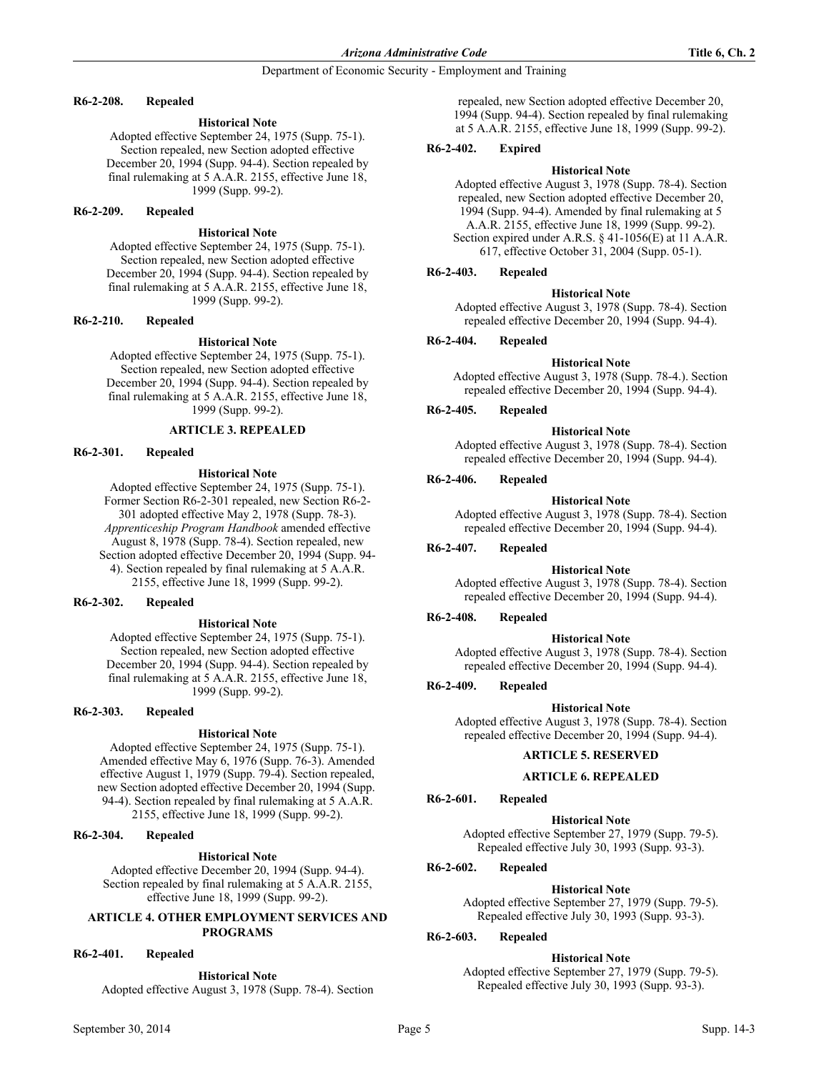**R6-2-208. Repealed**

**Historical Note**

Adopted effective September 24, 1975 (Supp. 75-1). Section repealed, new Section adopted effective December 20, 1994 (Supp. 94-4). Section repealed by final rulemaking at 5 A.A.R. 2155, effective June 18, 1999 (Supp. 99-2).

**R6-2-209. Repealed**

**Historical Note**

Adopted effective September 24, 1975 (Supp. 75-1). Section repealed, new Section adopted effective December 20, 1994 (Supp. 94-4). Section repealed by final rulemaking at 5 A.A.R. 2155, effective June 18, 1999 (Supp. 99-2).

**R6-2-210. Repealed**

**Historical Note**

Adopted effective September 24, 1975 (Supp. 75-1). Section repealed, new Section adopted effective December 20, 1994 (Supp. 94-4). Section repealed by final rulemaking at 5 A.A.R. 2155, effective June 18, 1999 (Supp. 99-2).

## ARTICLE 3. REPEALED

**R6-2-301. Repealed**

**Historical Note**

Adopted effective September 24, 1975 (Supp. 75-1). Former Section R6-2-301 repealed, new Section R6-2-301 adopted effective May 2, 1978 (Supp. 78-3). *Apprenticeship Program Handbook* amended effective August 8, 1978 (Supp. 78-4). Section repealed, new Section adopted effective December 20, 1994 (Supp. 94-4). Section repealed by final rulemaking at 5 A.A.R. 2155, effective June 18, 1999 (Supp. 99-2).

**R6-2-302. Repealed**

**Historical Note**

Adopted effective September 24, 1975 (Supp. 75-1). Section repealed, new Section adopted effective December 20, 1994 (Supp. 94-4). Section repealed by final rulemaking at 5 A.A.R. 2155, effective June 18, 1999 (Supp. 99-2).

**R6-2-303. Repealed**

**Historical Note**

Adopted effective September 24, 1975 (Supp. 75-1). Amended effective May 6, 1976 (Supp. 76-3). Amended effective August 1, 1979 (Supp. 79-4). Section repealed, new Section adopted effective December 20, 1994 (Supp. 94-4). Section repealed by final rulemaking at 5 A.A.R. 2155, effective June 18, 1999 (Supp. 99-2).

**R6-2-304. Repealed**

**Historical Note**

Adopted effective December 20, 1994 (Supp. 94-4). Section repealed by final rulemaking at 5 A.A.R. 2155, effective June 18, 1999 (Supp. 99-2).

## ARTICLE 4. OTHER EMPLOYMENT SERVICES AND PROGRAMS

**R6-2-401. Repealed**

**Historical Note**

Adopted effective August 3, 1978 (Supp. 78-4). Section repealed, new Section adopted effective December 20, 1994 (Supp. 94-4). Section repealed by final rulemaking at 5 A.A.R. 2155, effective June 18, 1999 (Supp. 99-2).

**R6-2-402. Expired**

**Historical Note**

Adopted effective August 3, 1978 (Supp. 78-4). Section repealed, new Section adopted effective December 20, 1994 (Supp. 94-4). Amended by final rulemaking at 5 A.A.R. 2155, effective June 18, 1999 (Supp. 99-2). Section expired under A.R.S. § 41-1056(E) at 11 A.A.R. 617, effective October 31, 2004 (Supp. 05-1).

**R6-2-403. Repealed**

**Historical Note**

Adopted effective August 3, 1978 (Supp. 78-4). Section repealed effective December 20, 1994 (Supp. 94-4).

**R6-2-404. Repealed**

**Historical Note**

Adopted effective August 3, 1978 (Supp. 78-4.). Section repealed effective December 20, 1994 (Supp. 94-4).

**R6-2-405. Repealed**

**Historical Note**

Adopted effective August 3, 1978 (Supp. 78-4). Section repealed effective December 20, 1994 (Supp. 94-4).

**R6-2-406. Repealed**

**Historical Note**

Adopted effective August 3, 1978 (Supp. 78-4). Section repealed effective December 20, 1994 (Supp. 94-4).

**R6-2-407. Repealed**

**Historical Note**

Adopted effective August 3, 1978 (Supp. 78-4). Section repealed effective December 20, 1994 (Supp. 94-4).

**R6-2-408. Repealed**

**Historical Note**

Adopted effective August 3, 1978 (Supp. 78-4). Section repealed effective December 20, 1994 (Supp. 94-4).

**R6-2-409. Repealed**

**Historical Note**

Adopted effective August 3, 1978 (Supp. 78-4). Section repealed effective December 20, 1994 (Supp. 94-4).

## ARTICLE 5. RESERVED

## ARTICLE 6. REPEALED

**R6-2-601. Repealed**

**Historical Note**

Adopted effective September 27, 1979 (Supp. 79-5). Repealed effective July 30, 1993 (Supp. 93-3).

**R6-2-602. Repealed**

**Historical Note**

Adopted effective September 27, 1979 (Supp. 79-5). Repealed effective July 30, 1993 (Supp. 93-3).

**R6-2-603. Repealed**

**Historical Note**

Adopted effective September 27, 1979 (Supp. 79-5). Repealed effective July 30, 1993 (Supp. 93-3).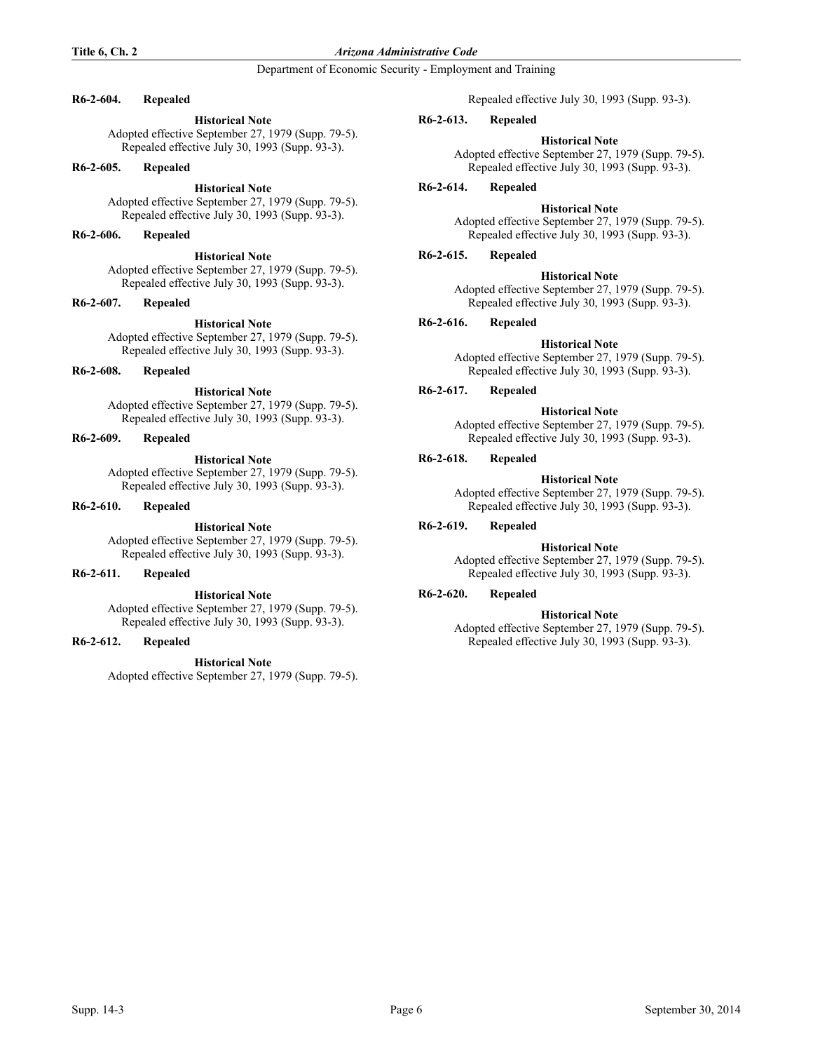#### R6-2-604. Repealed

**Historical Note**

Adopted effective September 27, 1979 (Supp. 79-5). Repealed effective July 30, 1993 (Supp. 93-3).

#### R6-2-605. Repealed

**Historical Note**

Adopted effective September 27, 1979 (Supp. 79-5). Repealed effective July 30, 1993 (Supp. 93-3).

#### R6-2-606. Repealed

**Historical Note**

Adopted effective September 27, 1979 (Supp. 79-5). Repealed effective July 30, 1993 (Supp. 93-3).

#### R6-2-607. Repealed

**Historical Note**

Adopted effective September 27, 1979 (Supp. 79-5). Repealed effective July 30, 1993 (Supp. 93-3).

#### R6-2-608. Repealed

**Historical Note**

Adopted effective September 27, 1979 (Supp. 79-5). Repealed effective July 30, 1993 (Supp. 93-3).

#### R6-2-609. Repealed

**Historical Note**

Adopted effective September 27, 1979 (Supp. 79-5). Repealed effective July 30, 1993 (Supp. 93-3).

#### R6-2-610. Repealed

**Historical Note**

Adopted effective September 27, 1979 (Supp. 79-5). Repealed effective July 30, 1993 (Supp. 93-3).

#### R6-2-611. Repealed

**Historical Note**

Adopted effective September 27, 1979 (Supp. 79-5). Repealed effective July 30, 1993 (Supp. 93-3).

#### R6-2-612. Repealed

**Historical Note**

Adopted effective September 27, 1979 (Supp. 79-5). Repealed effective July 30, 1993 (Supp. 93-3).

#### R6-2-613. Repealed

**Historical Note**

Adopted effective September 27, 1979 (Supp. 79-5). Repealed effective July 30, 1993 (Supp. 93-3).

#### R6-2-614. Repealed

**Historical Note**

Adopted effective September 27, 1979 (Supp. 79-5). Repealed effective July 30, 1993 (Supp. 93-3).

#### R6-2-615. Repealed

**Historical Note**

Adopted effective September 27, 1979 (Supp. 79-5). Repealed effective July 30, 1993 (Supp. 93-3).

#### R6-2-616. Repealed

**Historical Note**

Adopted effective September 27, 1979 (Supp. 79-5). Repealed effective July 30, 1993 (Supp. 93-3).

#### R6-2-617. Repealed

**Historical Note**

Adopted effective September 27, 1979 (Supp. 79-5). Repealed effective July 30, 1993 (Supp. 93-3).

#### R6-2-618. Repealed

**Historical Note**

Adopted effective September 27, 1979 (Supp. 79-5). Repealed effective July 30, 1993 (Supp. 93-3).

#### R6-2-619. Repealed

**Historical Note**

Adopted effective September 27, 1979 (Supp. 79-5). Repealed effective July 30, 1993 (Supp. 93-3).

#### R6-2-620. Repealed

**Historical Note**

Adopted effective September 27, 1979 (Supp. 79-5). Repealed effective July 30, 1993 (Supp. 93-3).